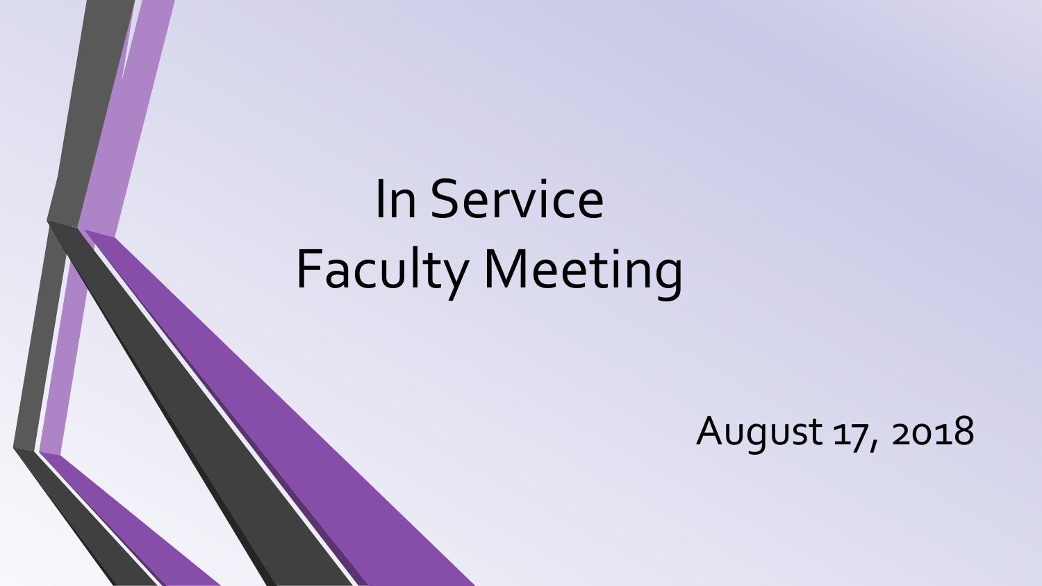# In Service
# Faculty Meeting

August 17, 2018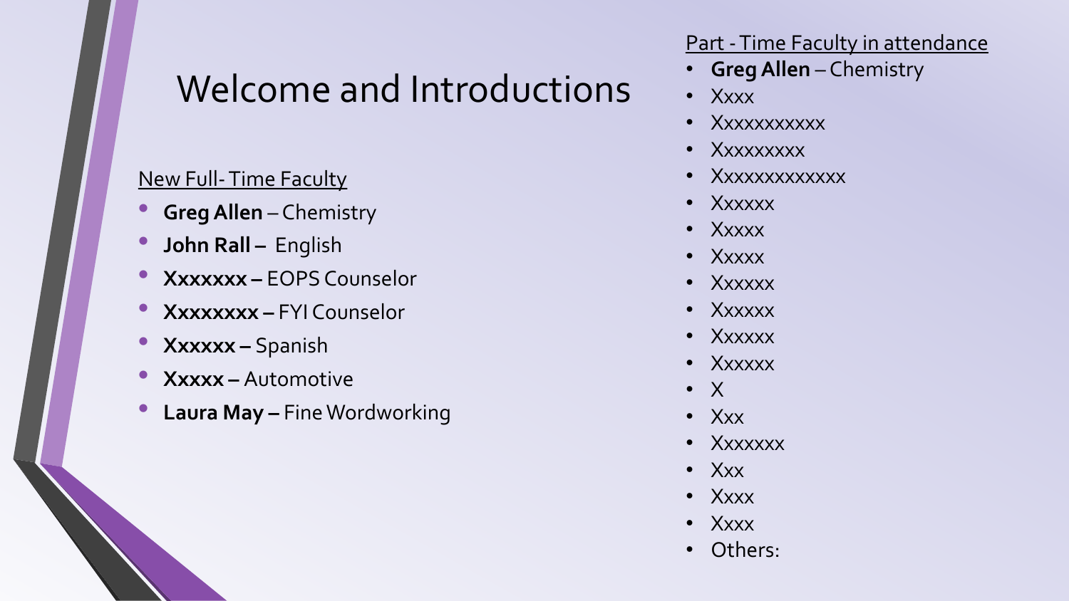# Welcome and Introductions

New Full- Time Faculty

- **Greg Allen** – Chemistry
- **John Rall –** English
- **Xxxxxxx –** EOPS Counselor
- **Xxxxxxxx –** FYI Counselor
- **Xxxxxx –** Spanish
- **Xxxxx –** Automotive
- **Laura May –** Fine Wordworking

Part - Time Faculty in attendance

- **Greg Allen** – Chemistry
- Xxxx
- Xxxxxxxxxxx
- Xxxxxxxxx
- Xxxxxxxxxxxxx
- Xxxxxx
- Xxxxx
- Xxxxx
- Xxxxxx
- Xxxxxx
- Xxxxxx
- Xxxxxx
- X
- Xxx
- Xxxxxxx
- Xxx
- Xxxx
- Xxxx
- Others: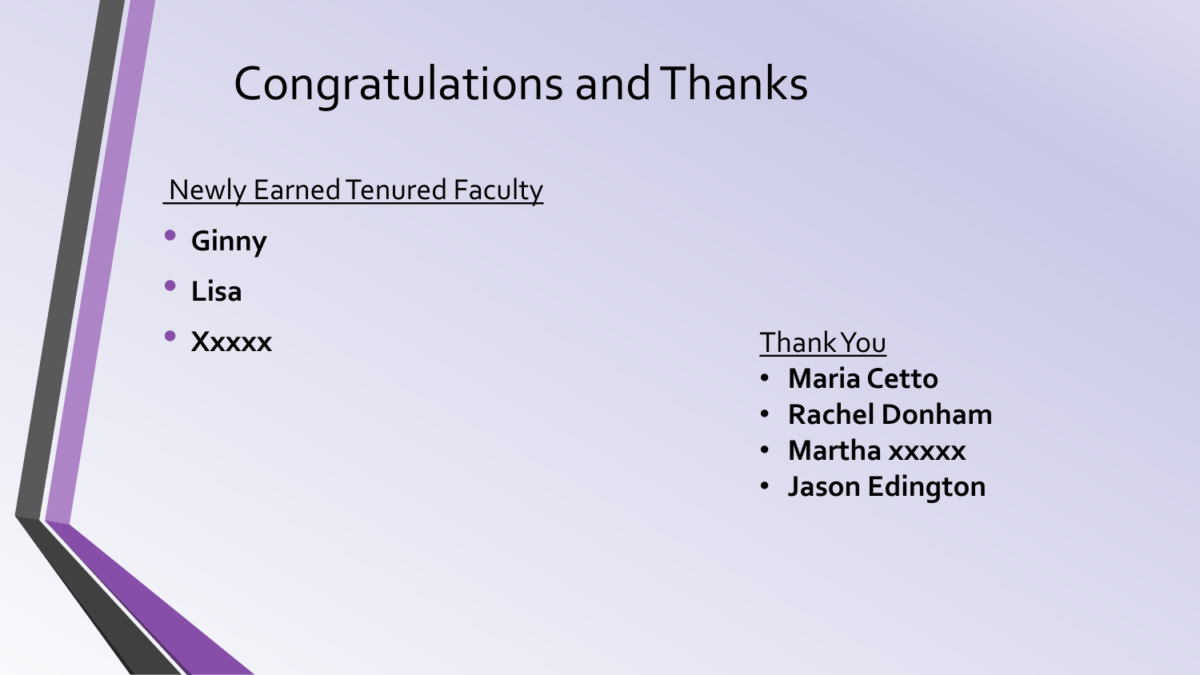# Congratulations and Thanks

Newly Earned Tenured Faculty

- **Ginny**
- **Lisa**
- **Xxxxx**

Thank You

- **Maria Cetto**
- **Rachel Donham**
- **Martha xxxxx**
- **Jason Edington**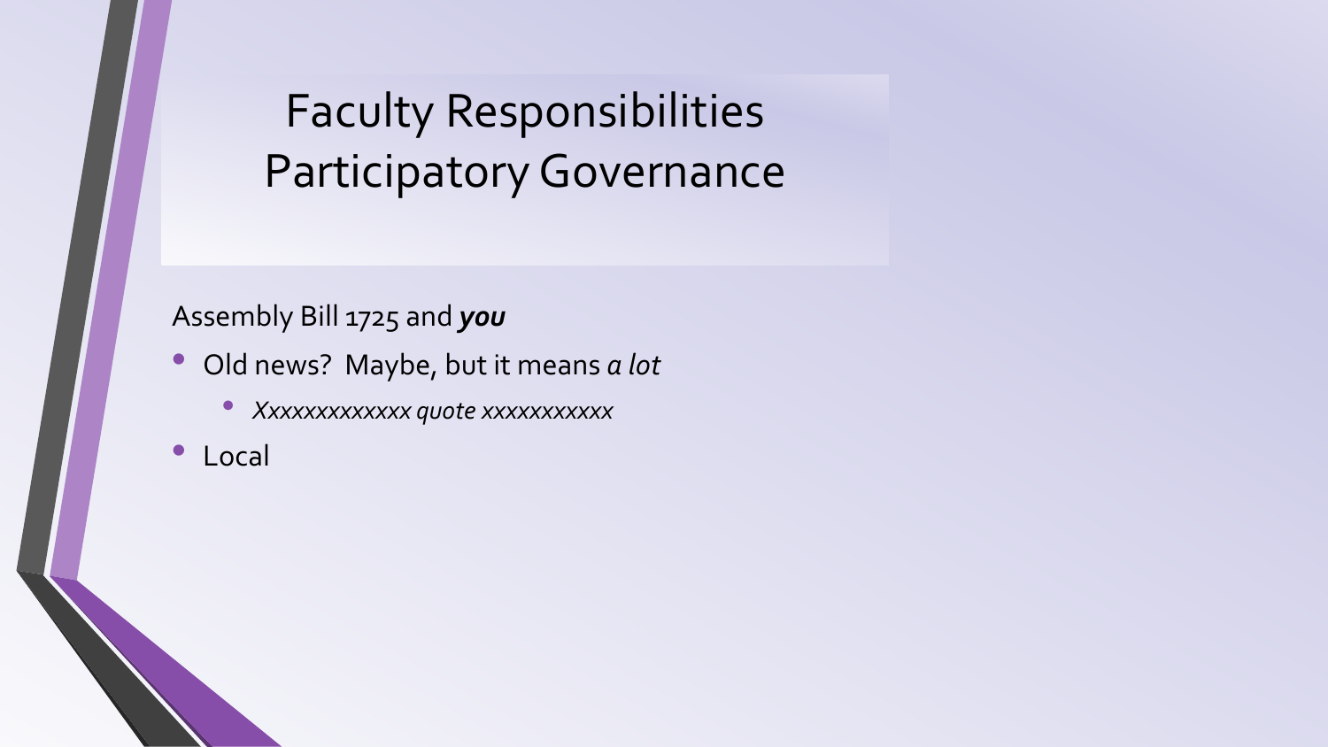# Faculty Responsibilities Participatory Governance

Assembly Bill 1725 and ***you***

- Old news? Maybe, but it means *a lot*
  - *Xxxxxxxxxxxxx quote xxxxxxxxxxx*
- Local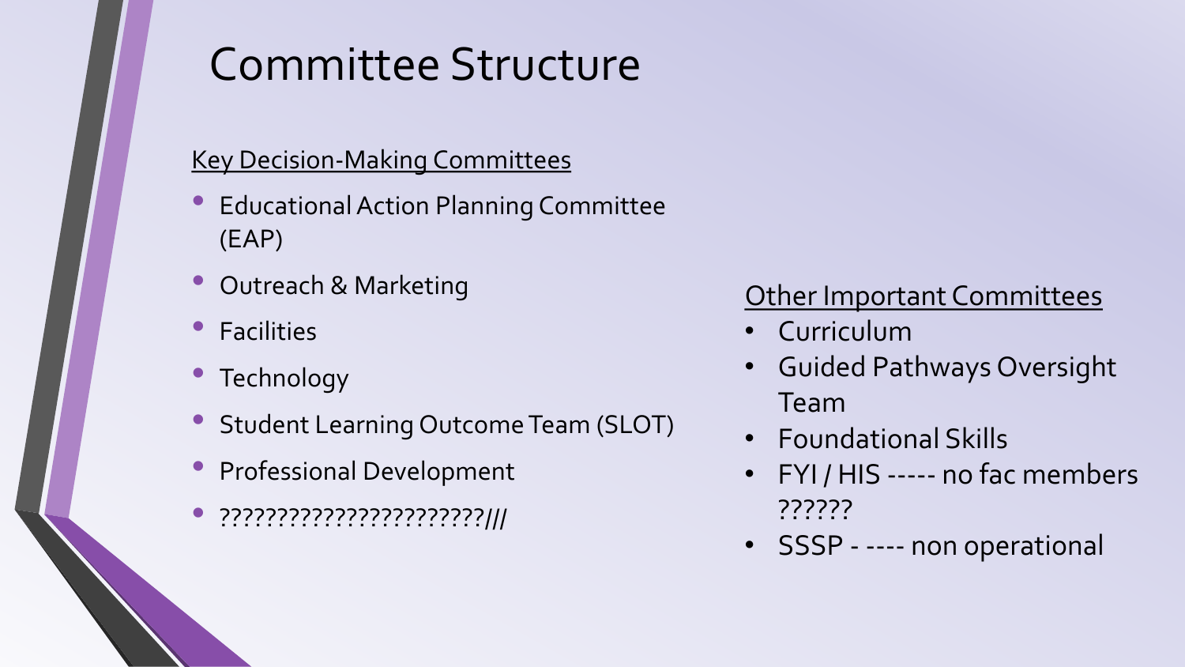# Committee Structure

Key Decision-Making Committees

- Educational Action Planning Committee (EAP)
- Outreach & Marketing
- Facilities
- Technology
- Student Learning Outcome Team (SLOT)
- Professional Development
- ???????????????????????///

Other Important Committees

- Curriculum
- Guided Pathways Oversight Team
- Foundational Skills
- FYI / HIS ----- no fac members ??????
- SSSP - ---- non operational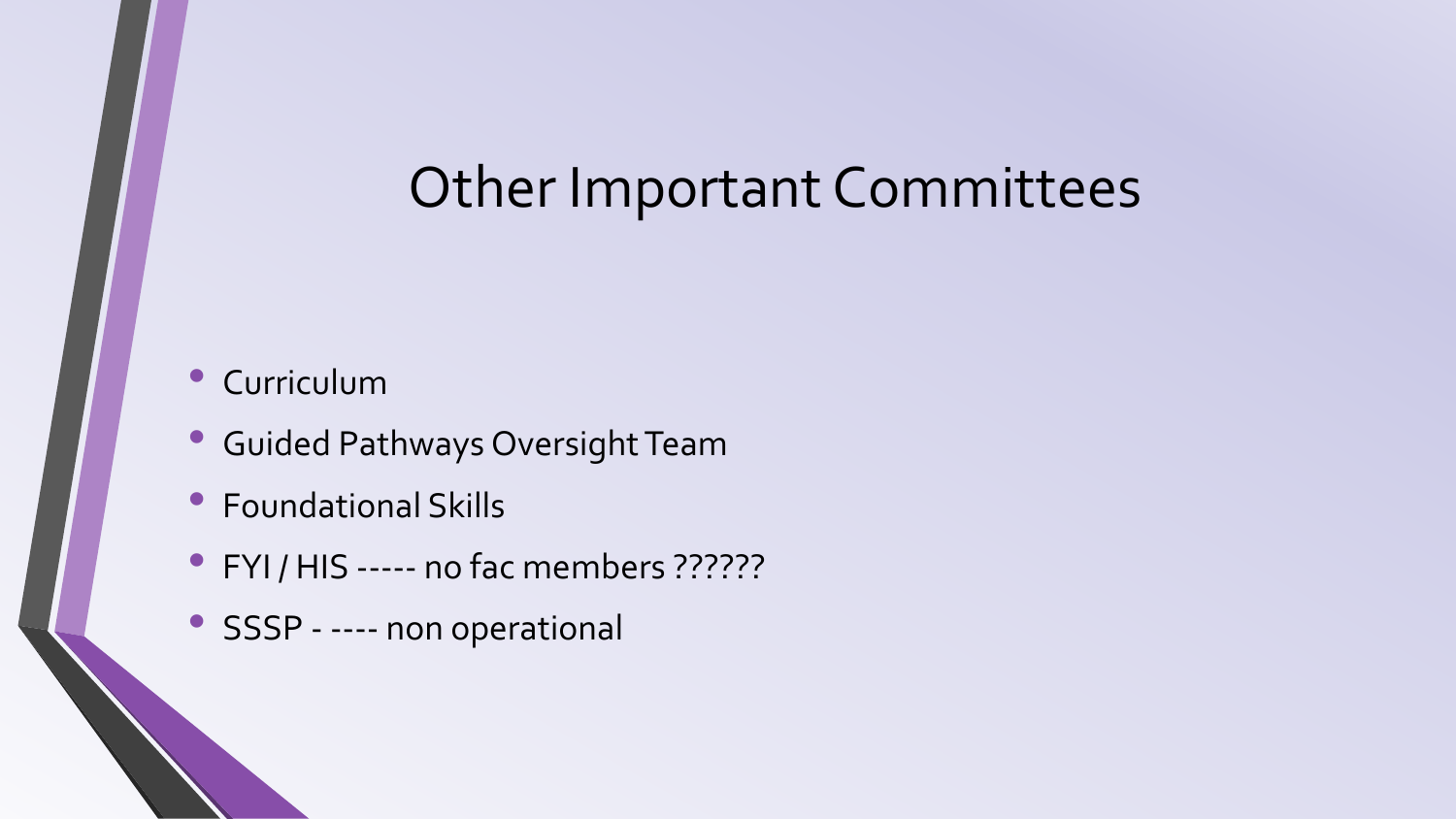# Other Important Committees

- Curriculum
- Guided Pathways Oversight Team
- Foundational Skills
- FYI / HIS ----- no fac members ??????
- SSSP - ---- non operational